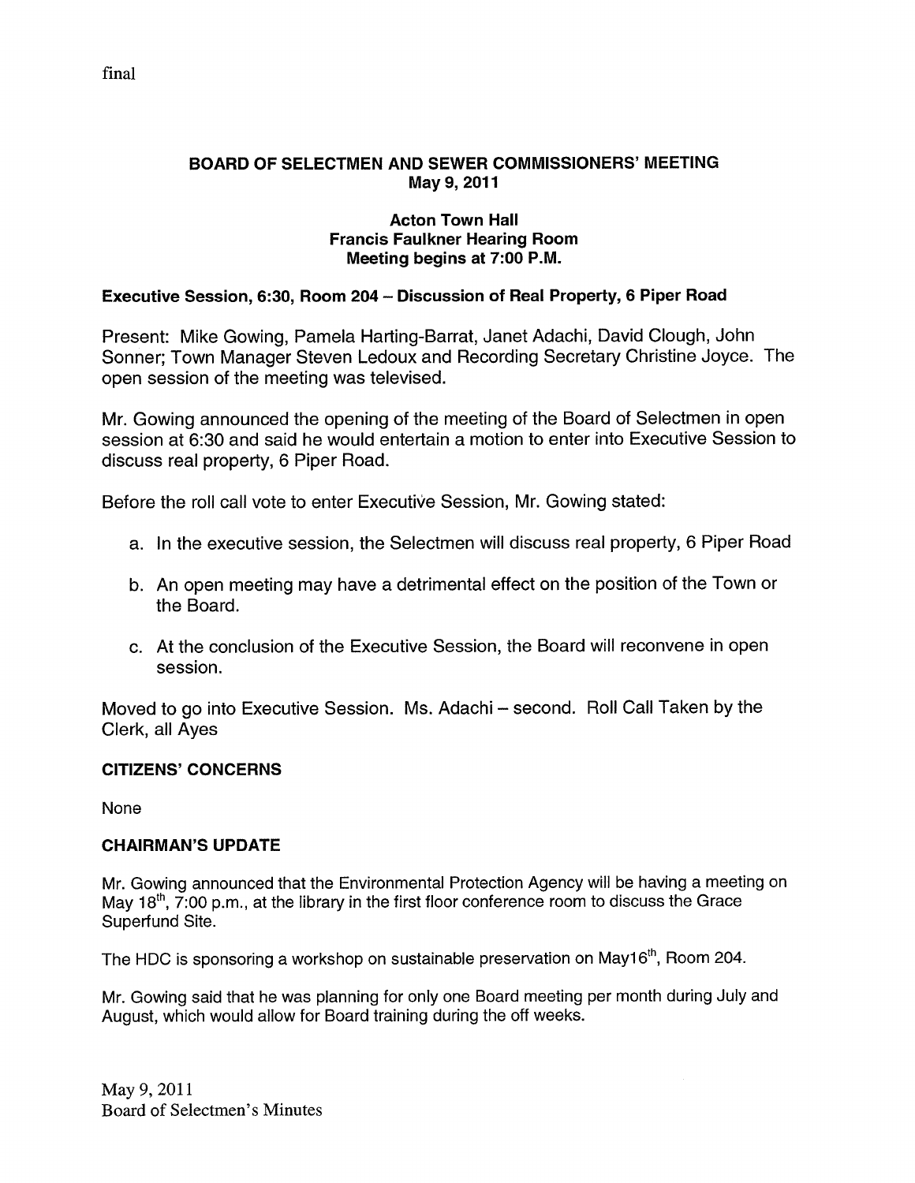final

# BOARD OF SELECTMEN AND SEWER COMMISSIONERS' MEETING
**May 9, 2011**

**Acton Town Hall**
**Francis Faulkner Hearing Room**
**Meeting begins at 7:00 P.M.**

### Executive Session, 6:30, Room 204 – Discussion of Real Property, 6 Piper Road

Present: Mike Gowing, Pamela Harting-Barrat, Janet Adachi, David Clough, John Sonner; Town Manager Steven Ledoux and Recording Secretary Christine Joyce. The open session of the meeting was televised.

Mr. Gowing announced the opening of the meeting of the Board of Selectmen in open session at 6:30 and said he would entertain a motion to enter into Executive Session to discuss real property, 6 Piper Road.

Before the roll call vote to enter Executive Session, Mr. Gowing stated:

a. In the executive session, the Selectmen will discuss real property, 6 Piper Road

b. An open meeting may have a detrimental effect on the position of the Town or the Board.

c. At the conclusion of the Executive Session, the Board will reconvene in open session.

Moved to go into Executive Session. Ms. Adachi – second. Roll Call Taken by the Clerk, all Ayes

### CITIZENS' CONCERNS

None

### CHAIRMAN'S UPDATE

Mr. Gowing announced that the Environmental Protection Agency will be having a meeting on May 18th, 7:00 p.m., at the library in the first floor conference room to discuss the Grace Superfund Site.

The HDC is sponsoring a workshop on sustainable preservation on May16th, Room 204.

Mr. Gowing said that he was planning for only one Board meeting per month during July and August, which would allow for Board training during the off weeks.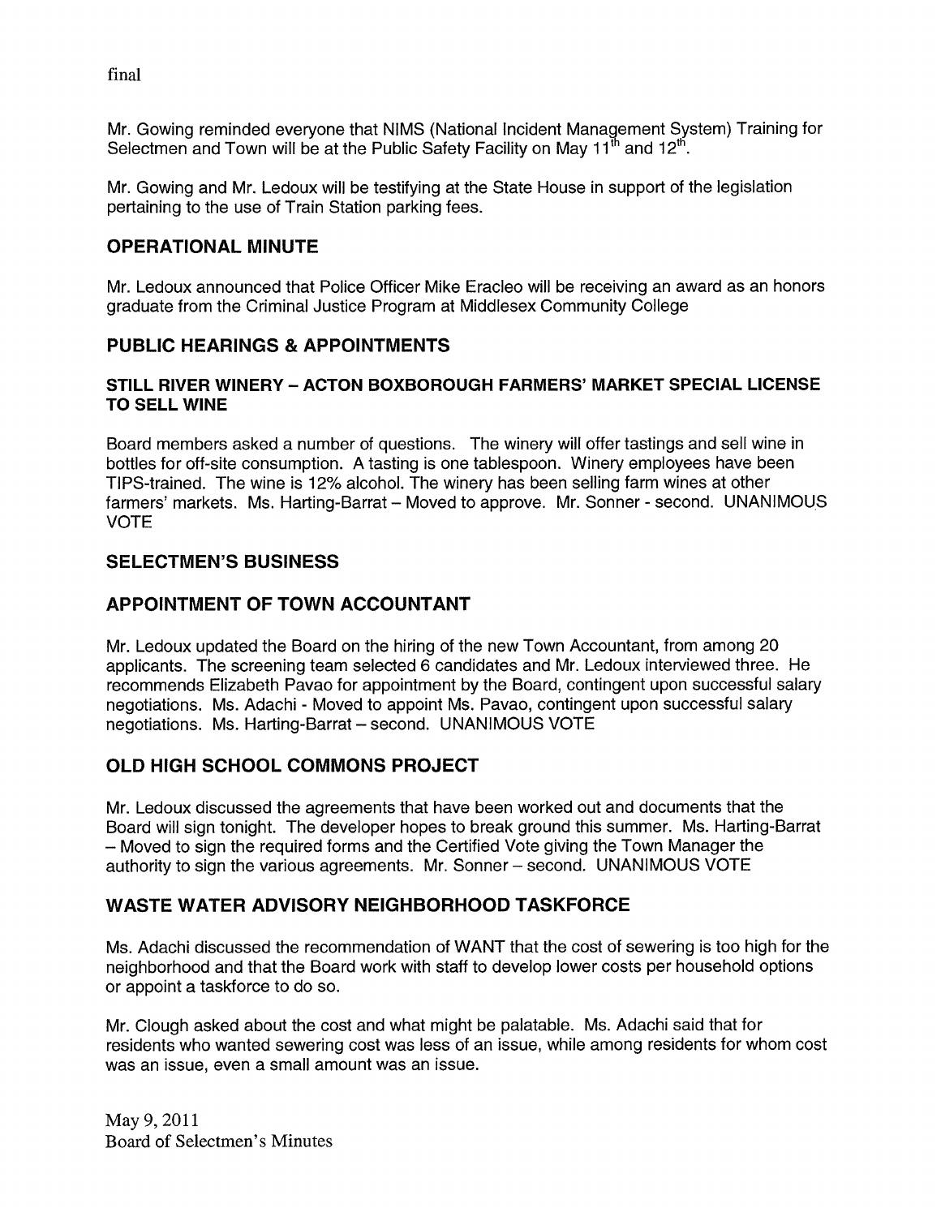Mr. Gowing reminded everyone that NIMS (National Incident Management System) Training for Selectmen and Town will be at the Public Safety Facility on May 11th and 12th.

Mr. Gowing and Mr. Ledoux will be testifying at the State House in support of the legislation pertaining to the use of Train Station parking fees.

## OPERATIONAL MINUTE

Mr. Ledoux announced that Police Officer Mike Eracleo will be receiving an award as an honors graduate from the Criminal Justice Program at Middlesex Community College

## PUBLIC HEARINGS & APPOINTMENTS

### STILL RIVER WINERY – ACTON BOXBOROUGH FARMERS' MARKET SPECIAL LICENSE TO SELL WINE

Board members asked a number of questions. The winery will offer tastings and sell wine in bottles for off-site consumption. A tasting is one tablespoon. Winery employees have been TIPS-trained. The wine is 12% alcohol. The winery has been selling farm wines at other farmers' markets. Ms. Harting-Barrat – Moved to approve. Mr. Sonner - second. UNANIMOUS VOTE

## SELECTMEN'S BUSINESS

## APPOINTMENT OF TOWN ACCOUNTANT

Mr. Ledoux updated the Board on the hiring of the new Town Accountant, from among 20 applicants. The screening team selected 6 candidates and Mr. Ledoux interviewed three. He recommends Elizabeth Pavao for appointment by the Board, contingent upon successful salary negotiations. Ms. Adachi - Moved to appoint Ms. Pavao, contingent upon successful salary negotiations. Ms. Harting-Barrat – second. UNANIMOUS VOTE

## OLD HIGH SCHOOL COMMONS PROJECT

Mr. Ledoux discussed the agreements that have been worked out and documents that the Board will sign tonight. The developer hopes to break ground this summer. Ms. Harting-Barrat – Moved to sign the required forms and the Certified Vote giving the Town Manager the authority to sign the various agreements. Mr. Sonner – second. UNANIMOUS VOTE

## WASTE WATER ADVISORY NEIGHBORHOOD TASKFORCE

Ms. Adachi discussed the recommendation of WANT that the cost of sewering is too high for the neighborhood and that the Board work with staff to develop lower costs per household options or appoint a taskforce to do so.

Mr. Clough asked about the cost and what might be palatable. Ms. Adachi said that for residents who wanted sewering cost was less of an issue, while among residents for whom cost was an issue, even a small amount was an issue.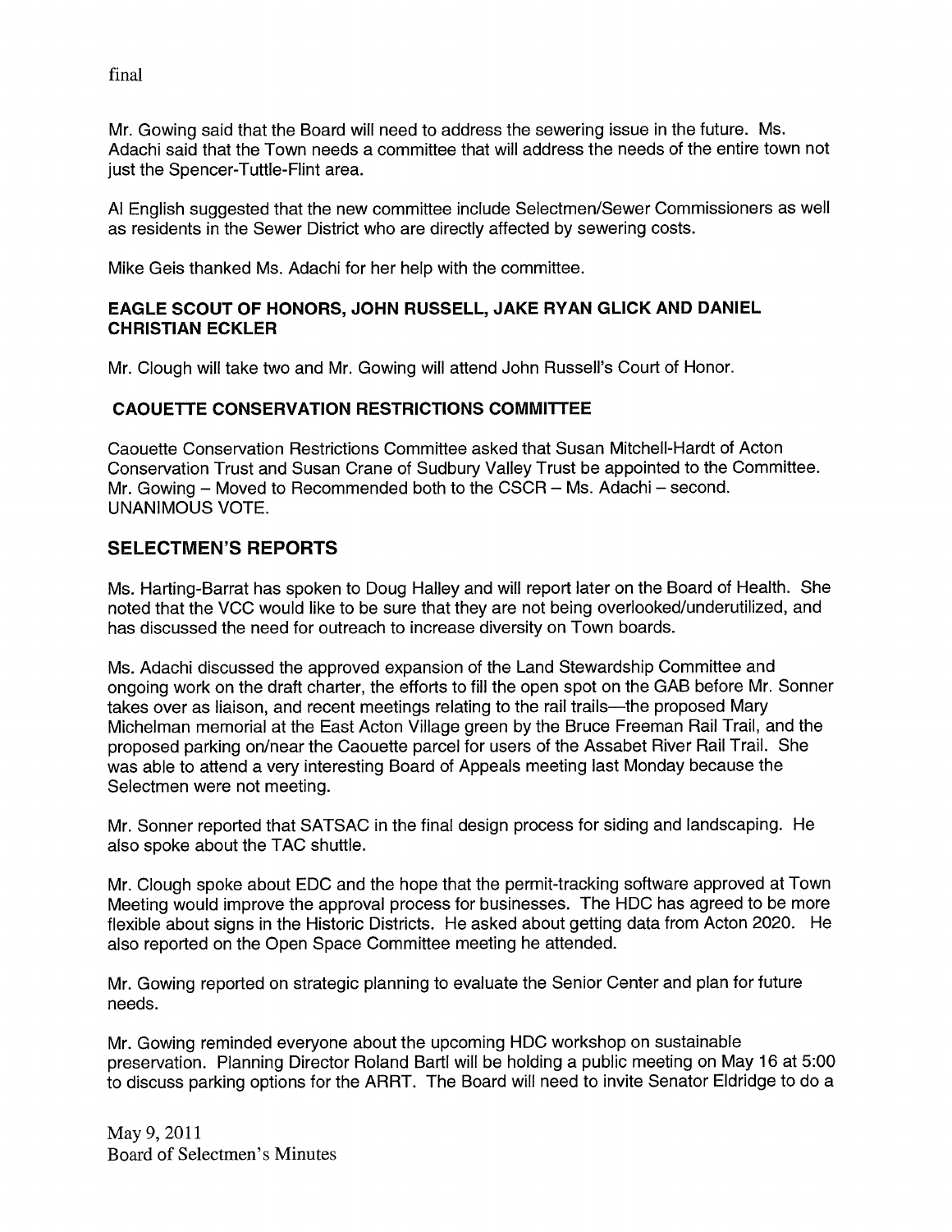final

Mr. Gowing said that the Board will need to address the sewering issue in the future. Ms. Adachi said that the Town needs a committee that will address the needs of the entire town not just the Spencer-Tuttle-Flint area.

Al English suggested that the new committee include Selectmen/Sewer Commissioners as well as residents in the Sewer District who are directly affected by sewering costs.

Mike Geis thanked Ms. Adachi for her help with the committee.

### EAGLE SCOUT OF HONORS, JOHN RUSSELL, JAKE RYAN GLICK AND DANIEL CHRISTIAN ECKLER

Mr. Clough will take two and Mr. Gowing will attend John Russell's Court of Honor.

### CAOUETTE CONSERVATION RESTRICTIONS COMMITTEE

Caouette Conservation Restrictions Committee asked that Susan Mitchell-Hardt of Acton Conservation Trust and Susan Crane of Sudbury Valley Trust be appointed to the Committee. Mr. Gowing – Moved to Recommended both to the CSCR – Ms. Adachi – second. UNANIMOUS VOTE.

## SELECTMEN'S REPORTS

Ms. Harting-Barrat has spoken to Doug Halley and will report later on the Board of Health. She noted that the VCC would like to be sure that they are not being overlooked/underutilized, and has discussed the need for outreach to increase diversity on Town boards.

Ms. Adachi discussed the approved expansion of the Land Stewardship Committee and ongoing work on the draft charter, the efforts to fill the open spot on the GAB before Mr. Sonner takes over as liaison, and recent meetings relating to the rail trails—the proposed Mary Michelman memorial at the East Acton Village green by the Bruce Freeman Rail Trail, and the proposed parking on/near the Caouette parcel for users of the Assabet River Rail Trail. She was able to attend a very interesting Board of Appeals meeting last Monday because the Selectmen were not meeting.

Mr. Sonner reported that SATSAC in the final design process for siding and landscaping. He also spoke about the TAC shuttle.

Mr. Clough spoke about EDC and the hope that the permit-tracking software approved at Town Meeting would improve the approval process for businesses. The HDC has agreed to be more flexible about signs in the Historic Districts. He asked about getting data from Acton 2020. He also reported on the Open Space Committee meeting he attended.

Mr. Gowing reported on strategic planning to evaluate the Senior Center and plan for future needs.

Mr. Gowing reminded everyone about the upcoming HDC workshop on sustainable preservation. Planning Director Roland Bartl will be holding a public meeting on May 16 at 5:00 to discuss parking options for the ARRT. The Board will need to invite Senator Eldridge to do a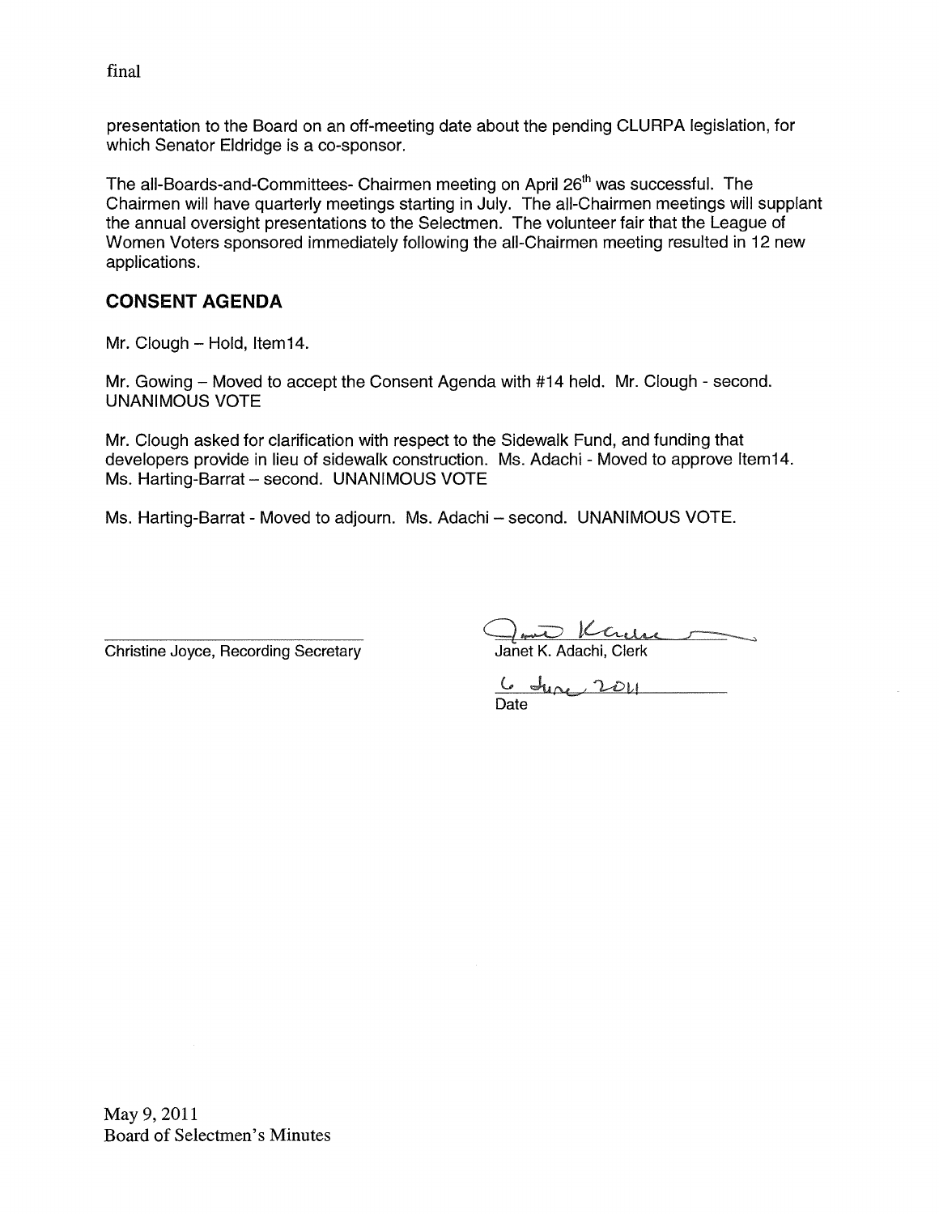final

presentation to the Board on an off-meeting date about the pending CLURPA legislation, for which Senator Eldridge is a co-sponsor.

The all-Boards-and-Committees- Chairmen meeting on April 26th was successful. The Chairmen will have quarterly meetings starting in July. The all-Chairmen meetings will supplant the annual oversight presentations to the Selectmen. The volunteer fair that the League of Women Voters sponsored immediately following the all-Chairmen meeting resulted in 12 new applications.

## CONSENT AGENDA

Mr. Clough – Hold, Item14.

Mr. Gowing – Moved to accept the Consent Agenda with #14 held. Mr. Clough - second. UNANIMOUS VOTE

Mr. Clough asked for clarification with respect to the Sidewalk Fund, and funding that developers provide in lieu of sidewalk construction. Ms. Adachi - Moved to approve Item14. Ms. Harting-Barrat – second. UNANIMOUS VOTE

Ms. Harting-Barrat - Moved to adjourn. Ms. Adachi – second. UNANIMOUS VOTE.

Christine Joyce, Recording Secretary

Janet K. Adachi, Clerk

6 June 2011

Date

May 9, 2011
Board of Selectmen's Minutes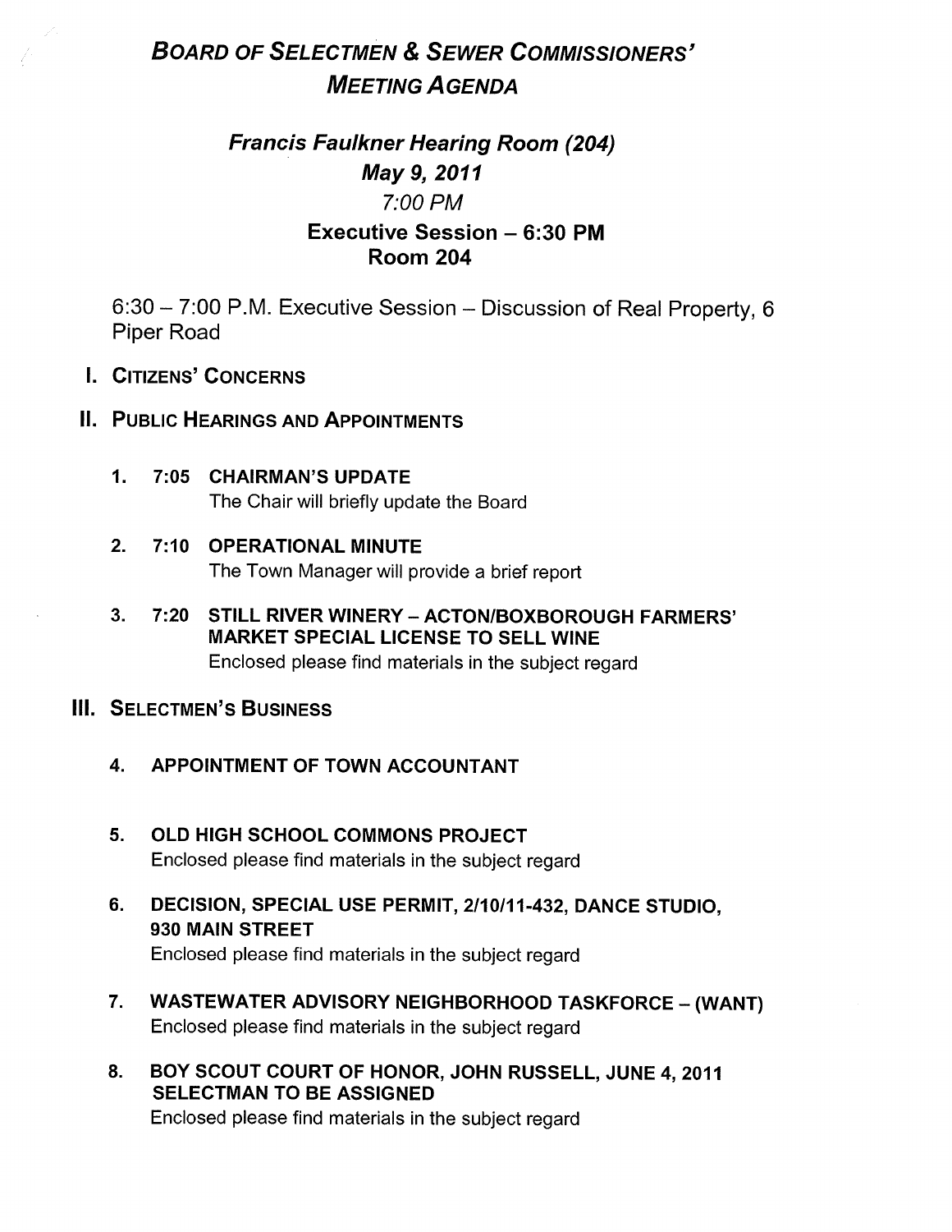# *Board of Selectmen & Sewer Commissioners' Meeting Agenda*

## *Francis Faulkner Hearing Room (204)*
## *May 9, 2011*
## *7:00 PM*
### Executive Session – 6:30 PM
### Room 204

6:30 – 7:00 P.M. Executive Session – Discussion of Real Property, 6 Piper Road

## I. Citizens' Concerns

## II. Public Hearings and Appointments

1. **7:05 CHAIRMAN'S UPDATE**
   The Chair will briefly update the Board

2. **7:10 OPERATIONAL MINUTE**
   The Town Manager will provide a brief report

3. **7:20 STILL RIVER WINERY – ACTON/BOXBOROUGH FARMERS' MARKET SPECIAL LICENSE TO SELL WINE**
   Enclosed please find materials in the subject regard

## III. Selectmen's Business

4. **APPOINTMENT OF TOWN ACCOUNTANT**

5. **OLD HIGH SCHOOL COMMONS PROJECT**
   Enclosed please find materials in the subject regard

6. **DECISION, SPECIAL USE PERMIT, 2/10/11-432, DANCE STUDIO, 930 MAIN STREET**
   Enclosed please find materials in the subject regard

7. **WASTEWATER ADVISORY NEIGHBORHOOD TASKFORCE – (WANT)**
   Enclosed please find materials in the subject regard

8. **BOY SCOUT COURT OF HONOR, JOHN RUSSELL, JUNE 4, 2011 SELECTMAN TO BE ASSIGNED**
   Enclosed please find materials in the subject regard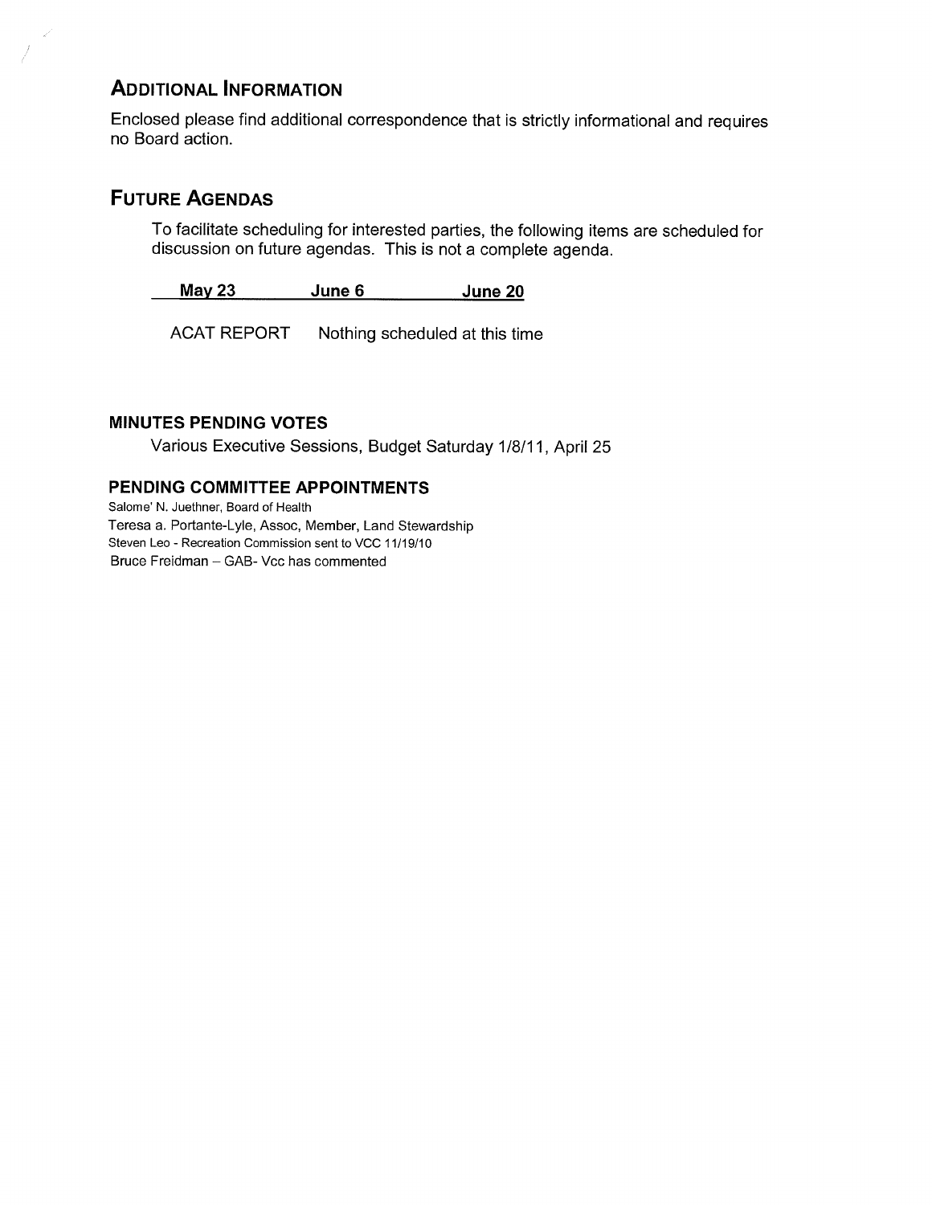## Additional Information

Enclosed please find additional correspondence that is strictly informational and requires no Board action.

## Future Agendas

To facilitate scheduling for interested parties, the following items are scheduled for discussion on future agendas. This is not a complete agenda.

| May 23 | June 6 | June 20 |
|---|---|---|
| ACAT REPORT | Nothing scheduled at this time | |

### MINUTES PENDING VOTES

Various Executive Sessions, Budget Saturday 1/8/11, April 25

### PENDING COMMITTEE APPOINTMENTS

Salome' N. Juethner, Board of Health
Teresa a. Portante-Lyle, Assoc, Member, Land Stewardship
Steven Leo - Recreation Commission sent to VCC 11/19/10
Bruce Freidman – GAB- Vcc has commented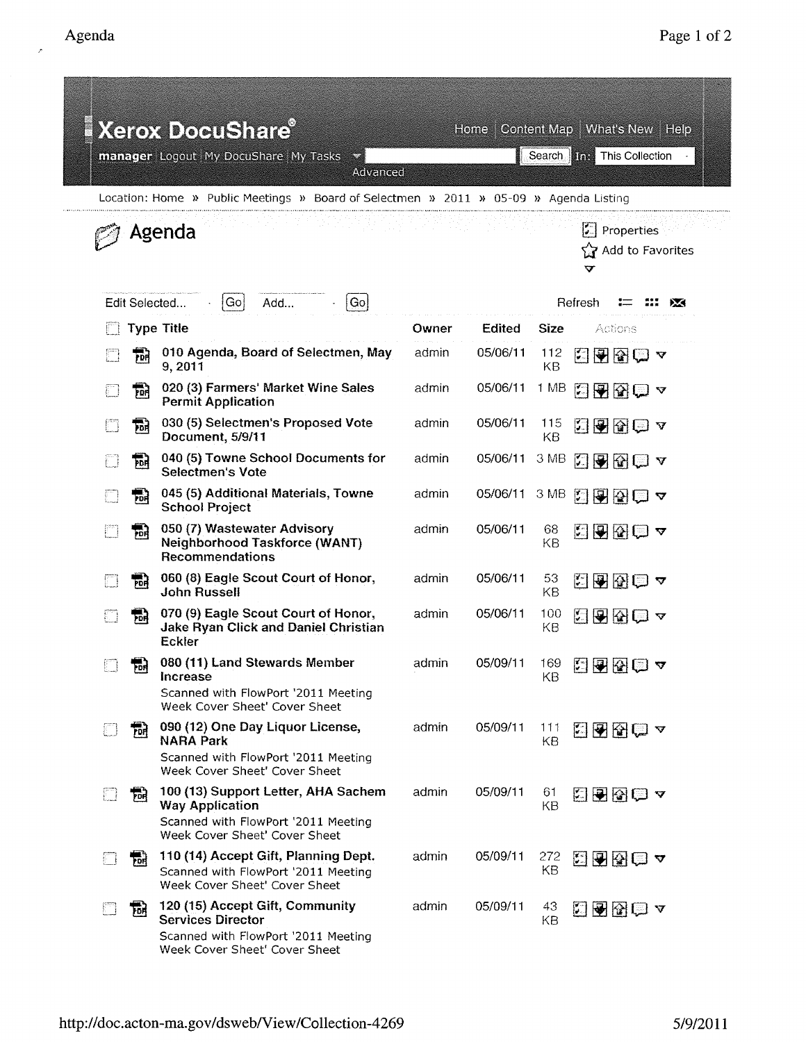**Xerox DocuShare®**

Home | Content Map | What's New | Help

manager | Logout | My DocuShare | My Tasks | Search | In: This Collection | Advanced

Location: Home » Public Meetings » Board of Selectmen » 2011 » 05-09 » Agenda Listing

# Agenda

Properties
Add to Favorites

Edit Selected... Go | Add... Go | Refresh

| Type | Title | Owner | Edited | Size | Actions |
|---|---|---|---|---|---|
| PDF | **010 Agenda, Board of Selectmen, May 9, 2011** | admin | 05/06/11 | 112 KB | |
| PDF | **020 (3) Farmers' Market Wine Sales Permit Application** | admin | 05/06/11 | 1 MB | |
| PDF | **030 (5) Selectmen's Proposed Vote Document, 5/9/11** | admin | 05/06/11 | 115 KB | |
| PDF | **040 (5) Towne School Documents for Selectmen's Vote** | admin | 05/06/11 | 3 MB | |
| PDF | **045 (5) Additional Materials, Towne School Project** | admin | 05/06/11 | 3 MB | |
| PDF | **050 (7) Wastewater Advisory Neighborhood Taskforce (WANT) Recommendations** | admin | 05/06/11 | 68 KB | |
| PDF | **060 (8) Eagle Scout Court of Honor, John Russell** | admin | 05/06/11 | 53 KB | |
| PDF | **070 (9) Eagle Scout Court of Honor, Jake Ryan Click and Daniel Christian Eckler** | admin | 05/06/11 | 100 KB | |
| PDF | **080 (11) Land Stewards Member Increase** Scanned with FlowPort '2011 Meeting Week Cover Sheet' Cover Sheet | admin | 05/09/11 | 169 KB | |
| PDF | **090 (12) One Day Liquor License, NARA Park** Scanned with FlowPort '2011 Meeting Week Cover Sheet' Cover Sheet | admin | 05/09/11 | 111 KB | |
| PDF | **100 (13) Support Letter, AHA Sachem Way Application** Scanned with FlowPort '2011 Meeting Week Cover Sheet' Cover Sheet | admin | 05/09/11 | 61 KB | |
| PDF | **110 (14) Accept Gift, Planning Dept.** Scanned with FlowPort '2011 Meeting Week Cover Sheet' Cover Sheet | admin | 05/09/11 | 272 KB | |
| PDF | **120 (15) Accept Gift, Community Services Director** Scanned with FlowPort '2011 Meeting Week Cover Sheet' Cover Sheet | admin | 05/09/11 | 43 KB | |

http://doc.acton-ma.gov/dsweb/View/Collection-4269 5/9/2011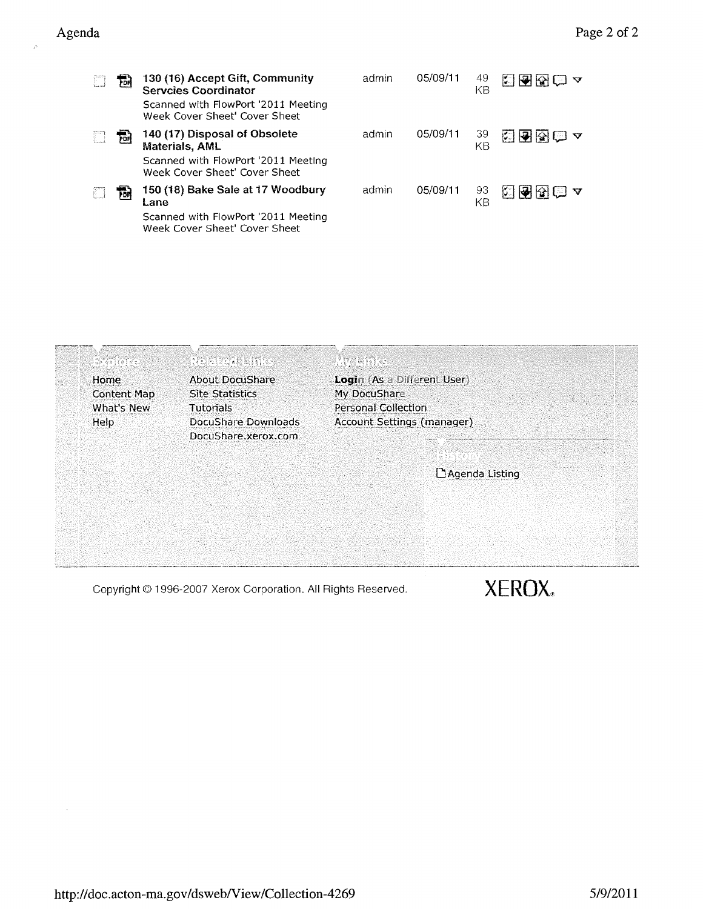| Name | Owner | Date | Size |
|---|---|---|---|
| **130 (16) Accept Gift, Community Servcies Coordinator**<br>Scanned with FlowPort '2011 Meeting Week Cover Sheet' Cover Sheet | admin | 05/09/11 | 49 KB |
| **140 (17) Disposal of Obsolete Materials, AML**<br>Scanned with FlowPort '2011 Meeting Week Cover Sheet' Cover Sheet | admin | 05/09/11 | 39 KB |
| **150 (18) Bake Sale at 17 Woodbury Lane**<br>Scanned with FlowPort '2011 Meeting Week Cover Sheet' Cover Sheet | admin | 05/09/11 | 93 KB |

**Explore**

- Home
- Content Map
- What's New
- Help

**Related Links**

- About DocuShare
- Site Statistics
- Tutorials
- DocuShare Downloads
- DocuShare.xerox.com

**My Links**

- **Login** (As a Different User)
- My DocuShare
- Personal Collection
- Account Settings (manager)

**History**

- Agenda Listing

Copyright © 1996-2007 Xerox Corporation. All Rights Reserved.

XEROX.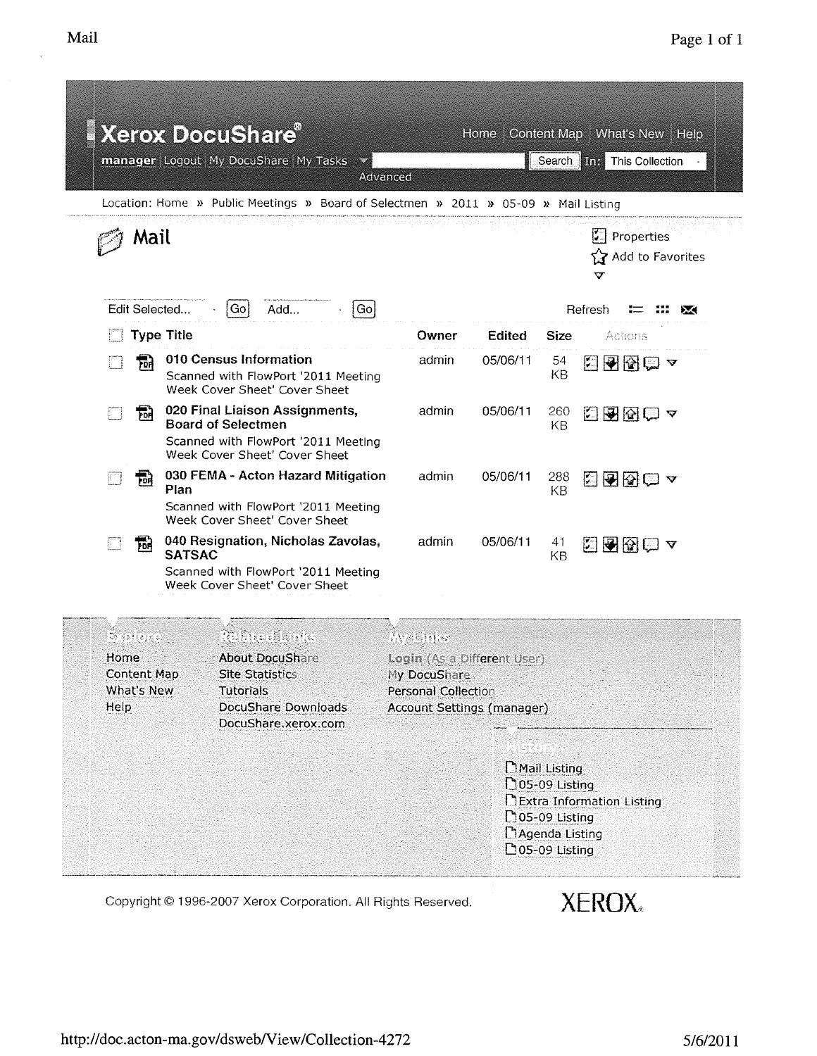**Xerox DocuShare®**

Home | Content Map | What's New | Help

**manager** | Logout | My DocuShare | My Tasks | Search | In: This Collection

Advanced

Location: Home » Public Meetings » Board of Selectmen » 2011 » 05-09 » Mail Listing

# Mail

Properties

Add to Favorites

Edit Selected... Go | Add... Go | Refresh

| Type | Title | Owner | Edited | Size | Actions |
|---|---|---|---|---|---|
| PDF | **010 Census Information**<br>Scanned with FlowPort '2011 Meeting Week Cover Sheet' Cover Sheet | admin | 05/06/11 | 54 KB | |
| PDF | **020 Final Liaison Assignments, Board of Selectmen**<br>Scanned with FlowPort '2011 Meeting Week Cover Sheet' Cover Sheet | admin | 05/06/11 | 260 KB | |
| PDF | **030 FEMA - Acton Hazard Mitigation Plan**<br>Scanned with FlowPort '2011 Meeting Week Cover Sheet' Cover Sheet | admin | 05/06/11 | 288 KB | |
| PDF | **040 Resignation, Nicholas Zavolas, SATSAC**<br>Scanned with FlowPort '2011 Meeting Week Cover Sheet' Cover Sheet | admin | 05/06/11 | 41 KB | |

**Explore**
- Home
- Content Map
- What's New
- Help

**Related Links**
- About DocuShare
- Site Statistics
- Tutorials
- DocuShare Downloads
- DocuShare.xerox.com

**My Links**
- Login (As a Different User)
- My DocuShare
- Personal Collection
- Account Settings (manager)

**History**
- Mail Listing
- 05-09 Listing
- Extra Information Listing
- 05-09 Listing
- Agenda Listing
- 05-09 Listing

Copyright © 1996-2007 Xerox Corporation. All Rights Reserved. XEROX

http://doc.acton-ma.gov/dsweb/View/Collection-4272 5/6/2011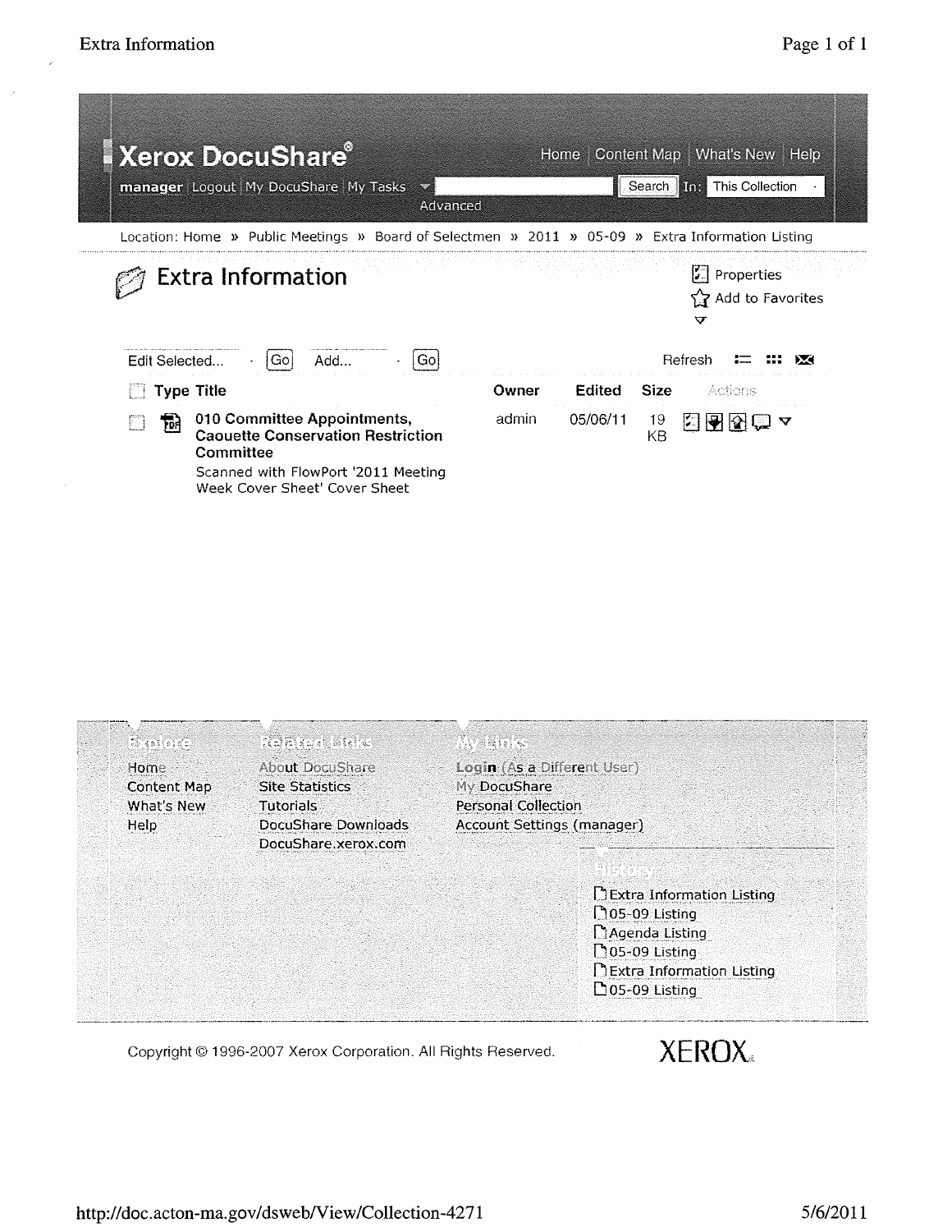# Xerox DocuShare®

**manager** | Logout | My DocuShare | My Tasks | Search | In: This Collection | Advanced

Home | Content Map | What's New | Help

Location: Home » Public Meetings » Board of Selectmen » 2011 » 05-09 » Extra Information Listing

## Extra Information

Properties
Add to Favorites

Edit Selected... Go | Add... Go | Refresh

| Type | Title | Owner | Edited | Size | Actions |
|---|---|---|---|---|---|
| PDF | **010 Committee Appointments, Caouette Conservation Restriction Committee** Scanned with FlowPort '2011 Meeting Week Cover Sheet' Cover Sheet | admin | 05/06/11 | 19 KB | |

**Explore**

- Home
- Content Map
- What's New
- Help

**Related Links**

- About DocuShare
- Site Statistics
- Tutorials
- DocuShare Downloads
- DocuShare.xerox.com

**My Links**

- Login (As a Different User)
- My DocuShare
- Personal Collection
- Account Settings (manager)

**History**

- Extra Information Listing
- 05-09 Listing
- Agenda Listing
- 05-09 Listing
- Extra Information Listing
- 05-09 Listing

Copyright © 1996-2007 Xerox Corporation. All Rights Reserved.

XEROX

http://doc.acton-ma.gov/dsweb/View/Collection-4271 5/6/2011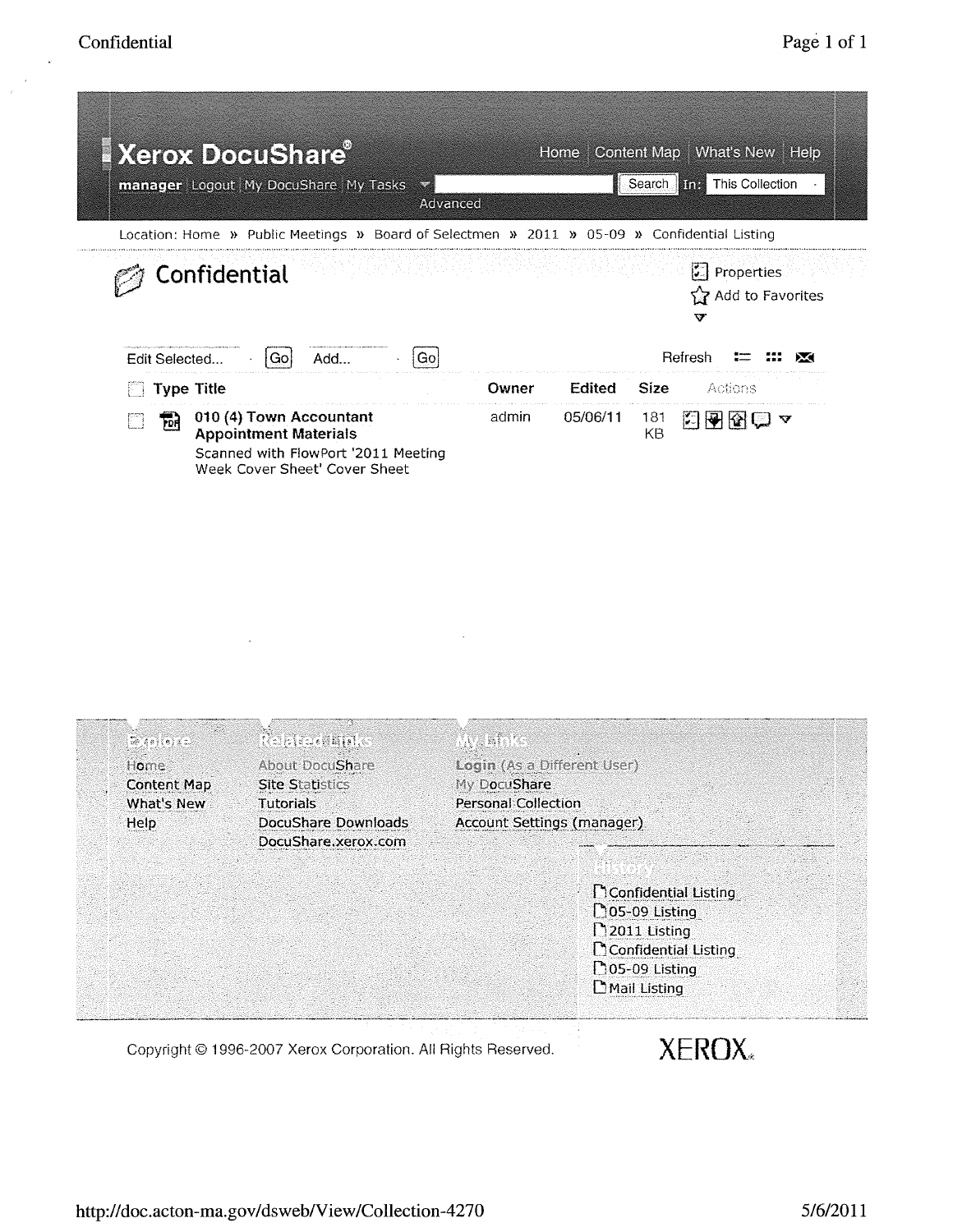**Xerox DocuShare®**

Home | Content Map | What's New | Help

**manager** Logout | My DocuShare | My Tasks | Search | In: This Collection

Advanced

Location: Home » Public Meetings » Board of Selectmen » 2011 » 05-09 » Confidential Listing

# Confidential

Properties

Add to Favorites

Edit Selected... Go | Add... Go | Refresh

| Type | Title | Owner | Edited | Size | Actions |
|---|---|---|---|---|---|
| PDF | **010 (4) Town Accountant Appointment Materials** Scanned with FlowPort '2011 Meeting Week Cover Sheet' Cover Sheet | admin | 05/06/11 | 181 KB | |

**Explore**

Home
Content Map
What's New
Help

**Related Links**

About DocuShare
Site Statistics
Tutorials
DocuShare Downloads
DocuShare.xerox.com

**My Links**

Login (As a Different User)
My DocuShare
Personal Collection
Account Settings (manager)

**History**

Confidential Listing
05-09 Listing
2011 Listing
Confidential Listing
05-09 Listing
Mail Listing

Copyright © 1996-2007 Xerox Corporation. All Rights Reserved.

XEROX.